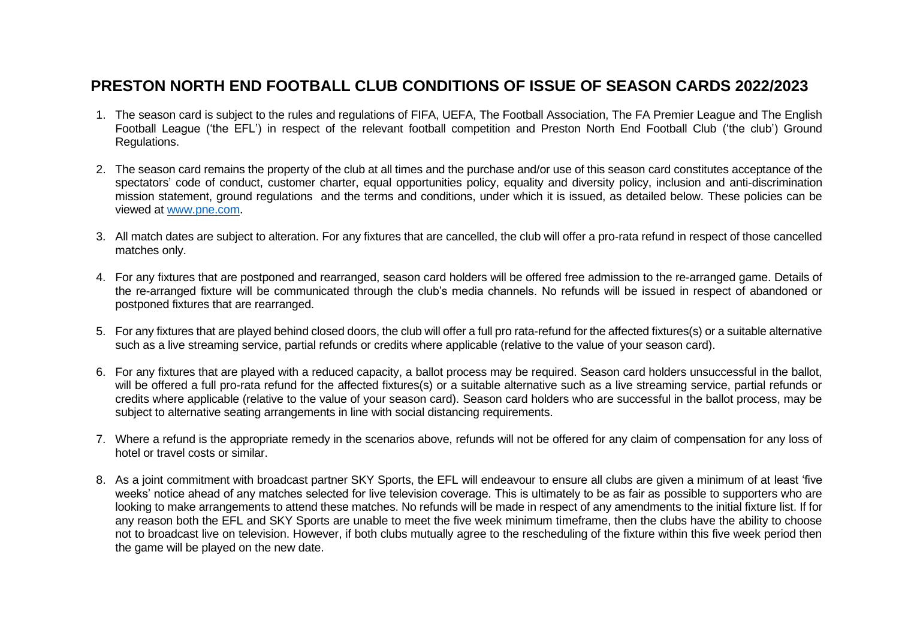# PRESTON NORTH END FOOTBALL CLUB CONDITIONS OF ISSUE OF SEASON CARDS 2022/2023

1. The season card is subject to the rules and regulations of FIFA, UEFA, The Football Association, The FA Premier League and The English Football League ('the EFL') in respect of the relevant football competition and Preston North End Football Club ('the club') Ground Regulations.

2. The season card remains the property of the club at all times and the purchase and/or use of this season card constitutes acceptance of the spectators' code of conduct, customer charter, equal opportunities policy, equality and diversity policy, inclusion and anti-discrimination mission statement, ground regulations and the terms and conditions, under which it is issued, as detailed below. These policies can be viewed at [www.pne.com](http://www.pne.com).

3. All match dates are subject to alteration. For any fixtures that are cancelled, the club will offer a pro-rata refund in respect of those cancelled matches only.

4. For any fixtures that are postponed and rearranged, season card holders will be offered free admission to the re-arranged game. Details of the re-arranged fixture will be communicated through the club's media channels. No refunds will be issued in respect of abandoned or postponed fixtures that are rearranged.

5. For any fixtures that are played behind closed doors, the club will offer a full pro rata-refund for the affected fixtures(s) or a suitable alternative such as a live streaming service, partial refunds or credits where applicable (relative to the value of your season card).

6. For any fixtures that are played with a reduced capacity, a ballot process may be required. Season card holders unsuccessful in the ballot, will be offered a full pro-rata refund for the affected fixtures(s) or a suitable alternative such as a live streaming service, partial refunds or credits where applicable (relative to the value of your season card). Season card holders who are successful in the ballot process, may be subject to alternative seating arrangements in line with social distancing requirements.

7. Where a refund is the appropriate remedy in the scenarios above, refunds will not be offered for any claim of compensation for any loss of hotel or travel costs or similar.

8. As a joint commitment with broadcast partner SKY Sports, the EFL will endeavour to ensure all clubs are given a minimum of at least 'five weeks' notice ahead of any matches selected for live television coverage. This is ultimately to be as fair as possible to supporters who are looking to make arrangements to attend these matches. No refunds will be made in respect of any amendments to the initial fixture list. If for any reason both the EFL and SKY Sports are unable to meet the five week minimum timeframe, then the clubs have the ability to choose not to broadcast live on television. However, if both clubs mutually agree to the rescheduling of the fixture within this five week period then the game will be played on the new date.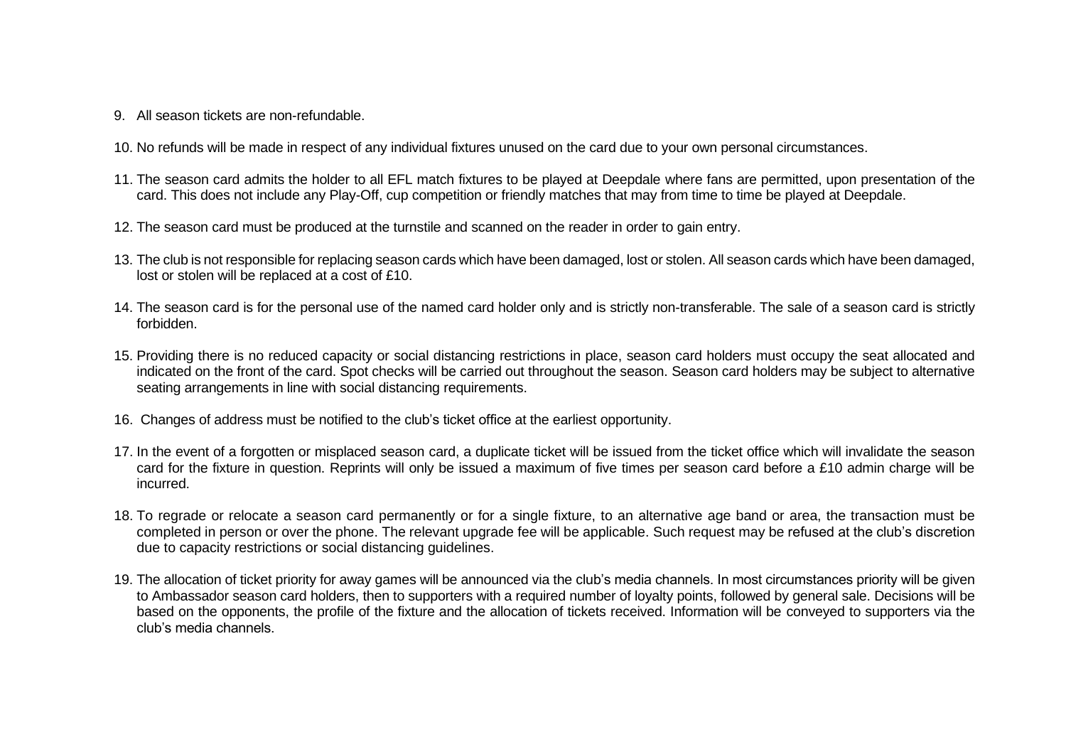9. All season tickets are non-refundable.

10. No refunds will be made in respect of any individual fixtures unused on the card due to your own personal circumstances.

11. The season card admits the holder to all EFL match fixtures to be played at Deepdale where fans are permitted, upon presentation of the card. This does not include any Play-Off, cup competition or friendly matches that may from time to time be played at Deepdale.

12. The season card must be produced at the turnstile and scanned on the reader in order to gain entry.

13. The club is not responsible for replacing season cards which have been damaged, lost or stolen. All season cards which have been damaged, lost or stolen will be replaced at a cost of £10.

14. The season card is for the personal use of the named card holder only and is strictly non-transferable. The sale of a season card is strictly forbidden.

15. Providing there is no reduced capacity or social distancing restrictions in place, season card holders must occupy the seat allocated and indicated on the front of the card. Spot checks will be carried out throughout the season. Season card holders may be subject to alternative seating arrangements in line with social distancing requirements.

16. Changes of address must be notified to the club's ticket office at the earliest opportunity.

17. In the event of a forgotten or misplaced season card, a duplicate ticket will be issued from the ticket office which will invalidate the season card for the fixture in question. Reprints will only be issued a maximum of five times per season card before a £10 admin charge will be incurred.

18. To regrade or relocate a season card permanently or for a single fixture, to an alternative age band or area, the transaction must be completed in person or over the phone. The relevant upgrade fee will be applicable. Such request may be refused at the club's discretion due to capacity restrictions or social distancing guidelines.

19. The allocation of ticket priority for away games will be announced via the club's media channels. In most circumstances priority will be given to Ambassador season card holders, then to supporters with a required number of loyalty points, followed by general sale. Decisions will be based on the opponents, the profile of the fixture and the allocation of tickets received. Information will be conveyed to supporters via the club's media channels.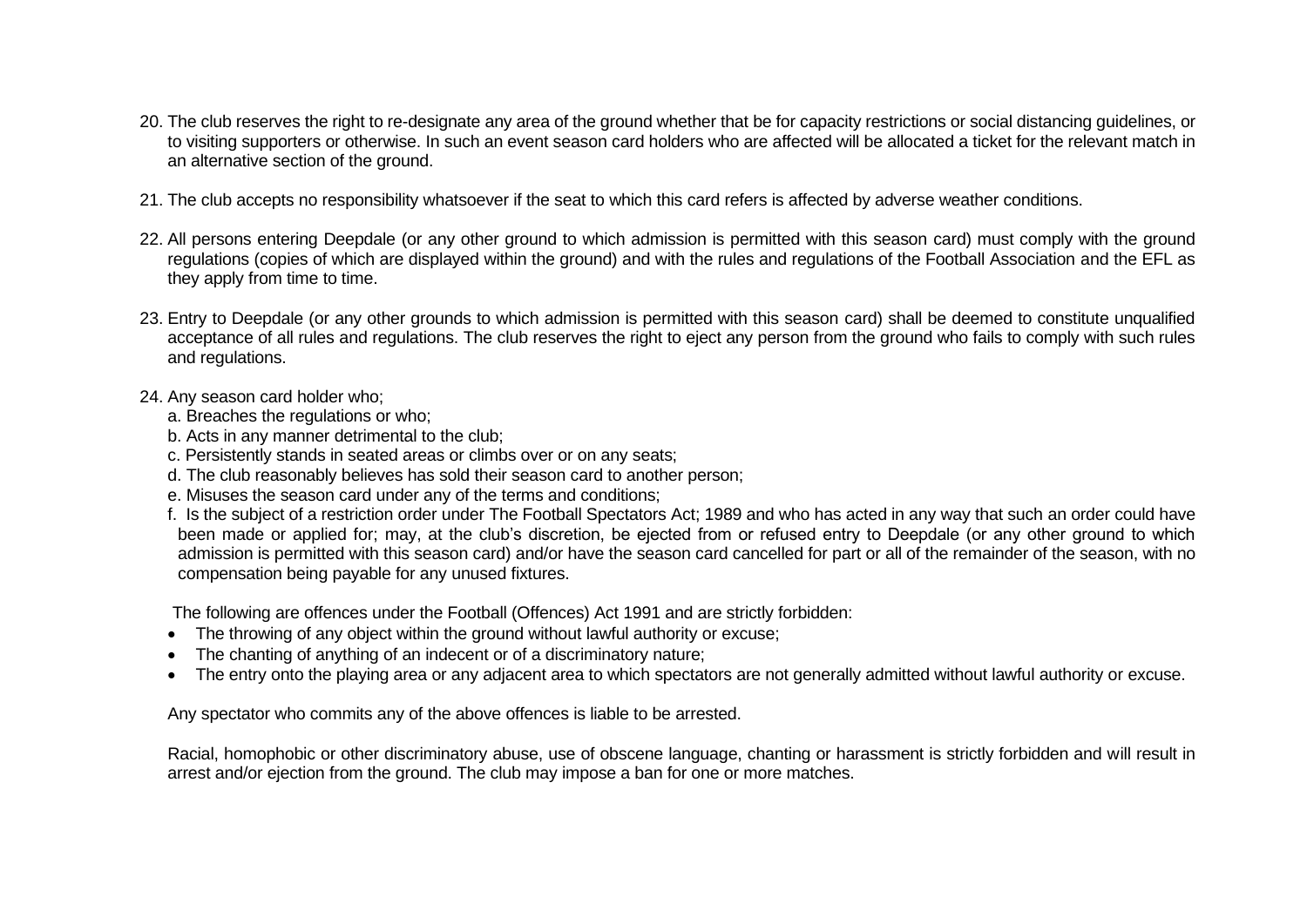20. The club reserves the right to re-designate any area of the ground whether that be for capacity restrictions or social distancing guidelines, or to visiting supporters or otherwise. In such an event season card holders who are affected will be allocated a ticket for the relevant match in an alternative section of the ground.

21. The club accepts no responsibility whatsoever if the seat to which this card refers is affected by adverse weather conditions.

22. All persons entering Deepdale (or any other ground to which admission is permitted with this season card) must comply with the ground regulations (copies of which are displayed within the ground) and with the rules and regulations of the Football Association and the EFL as they apply from time to time.

23. Entry to Deepdale (or any other grounds to which admission is permitted with this season card) shall be deemed to constitute unqualified acceptance of all rules and regulations. The club reserves the right to eject any person from the ground who fails to comply with such rules and regulations.

24. Any season card holder who;
    a. Breaches the regulations or who;
    b. Acts in any manner detrimental to the club;
    c. Persistently stands in seated areas or climbs over or on any seats;
    d. The club reasonably believes has sold their season card to another person;
    e. Misuses the season card under any of the terms and conditions;
    f. Is the subject of a restriction order under The Football Spectators Act; 1989 and who has acted in any way that such an order could have been made or applied for; may, at the club's discretion, be ejected from or refused entry to Deepdale (or any other ground to which admission is permitted with this season card) and/or have the season card cancelled for part or all of the remainder of the season, with no compensation being payable for any unused fixtures.

    The following are offences under the Football (Offences) Act 1991 and are strictly forbidden:

    - The throwing of any object within the ground without lawful authority or excuse;
    - The chanting of anything of an indecent or of a discriminatory nature;
    - The entry onto the playing area or any adjacent area to which spectators are not generally admitted without lawful authority or excuse.

    Any spectator who commits any of the above offences is liable to be arrested.

    Racial, homophobic or other discriminatory abuse, use of obscene language, chanting or harassment is strictly forbidden and will result in arrest and/or ejection from the ground. The club may impose a ban for one or more matches.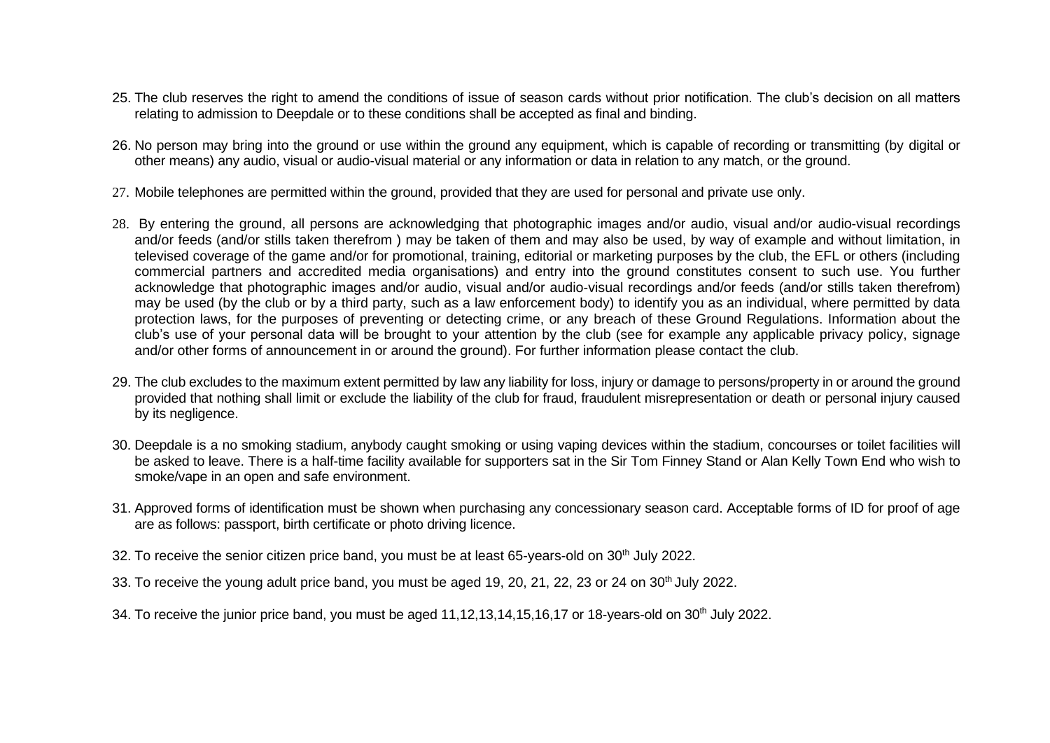25. The club reserves the right to amend the conditions of issue of season cards without prior notification. The club's decision on all matters relating to admission to Deepdale or to these conditions shall be accepted as final and binding.

26. No person may bring into the ground or use within the ground any equipment, which is capable of recording or transmitting (by digital or other means) any audio, visual or audio-visual material or any information or data in relation to any match, or the ground.

27. Mobile telephones are permitted within the ground, provided that they are used for personal and private use only.

28. By entering the ground, all persons are acknowledging that photographic images and/or audio, visual and/or audio-visual recordings and/or feeds (and/or stills taken therefrom ) may be taken of them and may also be used, by way of example and without limitation, in televised coverage of the game and/or for promotional, training, editorial or marketing purposes by the club, the EFL or others (including commercial partners and accredited media organisations) and entry into the ground constitutes consent to such use. You further acknowledge that photographic images and/or audio, visual and/or audio-visual recordings and/or feeds (and/or stills taken therefrom) may be used (by the club or by a third party, such as a law enforcement body) to identify you as an individual, where permitted by data protection laws, for the purposes of preventing or detecting crime, or any breach of these Ground Regulations. Information about the club's use of your personal data will be brought to your attention by the club (see for example any applicable privacy policy, signage and/or other forms of announcement in or around the ground). For further information please contact the club.

29. The club excludes to the maximum extent permitted by law any liability for loss, injury or damage to persons/property in or around the ground provided that nothing shall limit or exclude the liability of the club for fraud, fraudulent misrepresentation or death or personal injury caused by its negligence.

30. Deepdale is a no smoking stadium, anybody caught smoking or using vaping devices within the stadium, concourses or toilet facilities will be asked to leave. There is a half-time facility available for supporters sat in the Sir Tom Finney Stand or Alan Kelly Town End who wish to smoke/vape in an open and safe environment.

31. Approved forms of identification must be shown when purchasing any concessionary season card. Acceptable forms of ID for proof of age are as follows: passport, birth certificate or photo driving licence.

32. To receive the senior citizen price band, you must be at least 65-years-old on 30th July 2022.

33. To receive the young adult price band, you must be aged 19, 20, 21, 22, 23 or 24 on 30th July 2022.

34. To receive the junior price band, you must be aged 11,12,13,14,15,16,17 or 18-years-old on 30th July 2022.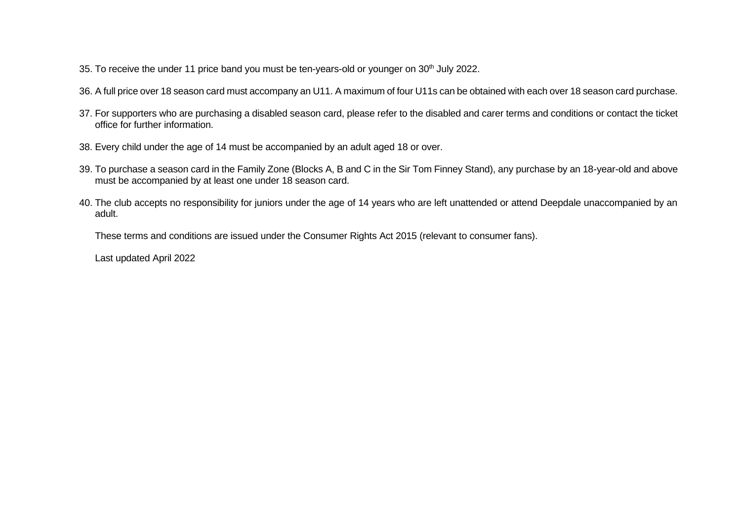35. To receive the under 11 price band you must be ten-years-old or younger on 30th July 2022.
36. A full price over 18 season card must accompany an U11. A maximum of four U11s can be obtained with each over 18 season card purchase.
37. For supporters who are purchasing a disabled season card, please refer to the disabled and carer terms and conditions or contact the ticket office for further information.
38. Every child under the age of 14 must be accompanied by an adult aged 18 or over.
39. To purchase a season card in the Family Zone (Blocks A, B and C in the Sir Tom Finney Stand), any purchase by an 18-year-old and above must be accompanied by at least one under 18 season card.
40. The club accepts no responsibility for juniors under the age of 14 years who are left unattended or attend Deepdale unaccompanied by an adult.

These terms and conditions are issued under the Consumer Rights Act 2015 (relevant to consumer fans).

Last updated April 2022